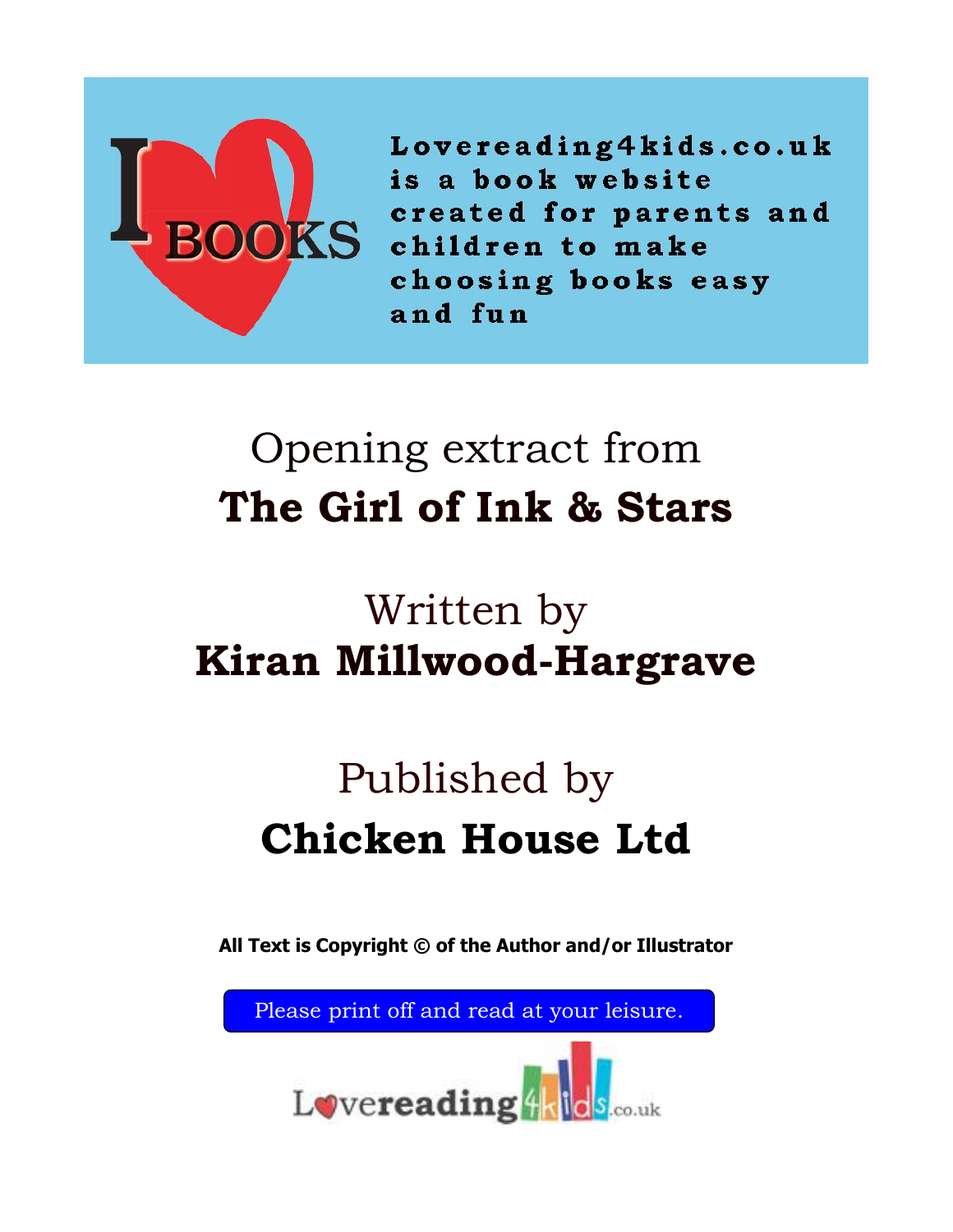I BOOKS

Lovereading4kids.co.uk is a book website created for parents and children to make choosing books easy and fun

# Opening extract from
# **The Girl of Ink & Stars**

## Written by
## **Kiran Millwood-Hargrave**

## Published by
## **Chicken House Ltd**

**All Text is Copyright © of the Author and/or Illustrator**

Please print off and read at your leisure.

Lovereading4kids.co.uk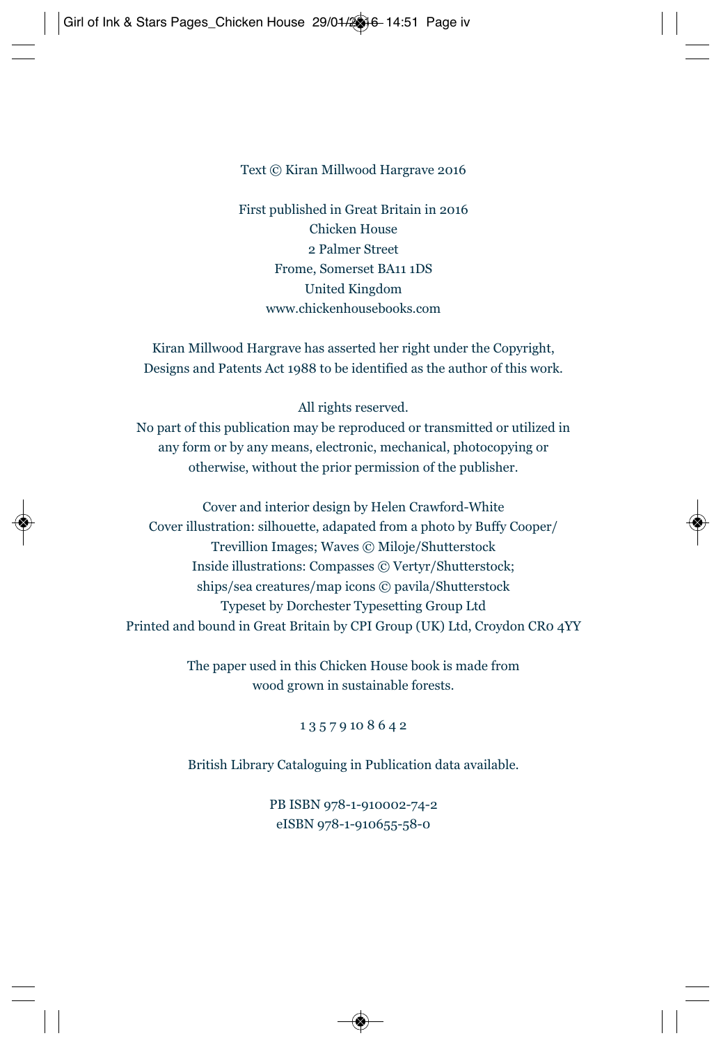Text © Kiran Millwood Hargrave 2016

First published in Great Britain in 2016  
Chicken House  
2 Palmer Street  
Frome, Somerset BA11 1DS  
United Kingdom  
www.chickenhousebooks.com

Kiran Millwood Hargrave has asserted her right under the Copyright, Designs and Patents Act 1988 to be identified as the author of this work.

All rights reserved.  
No part of this publication may be reproduced or transmitted or utilized in any form or by any means, electronic, mechanical, photocopying or otherwise, without the prior permission of the publisher.

Cover and interior design by Helen Crawford-White  
Cover illustration: silhouette, adapated from a photo by Buffy Cooper/ Trevillion Images; Waves © Miloje/Shutterstock  
Inside illustrations: Compasses © Vertyr/Shutterstock; ships/sea creatures/map icons © pavila/Shutterstock  
Typeset by Dorchester Typesetting Group Ltd  
Printed and bound in Great Britain by CPI Group (UK) Ltd, Croydon CR0 4YY

The paper used in this Chicken House book is made from wood grown in sustainable forests.

1 3 5 7 9 10 8 6 4 2

British Library Cataloguing in Publication data available.

PB ISBN 978-1-910002-74-2  
eISBN 978-1-910655-58-0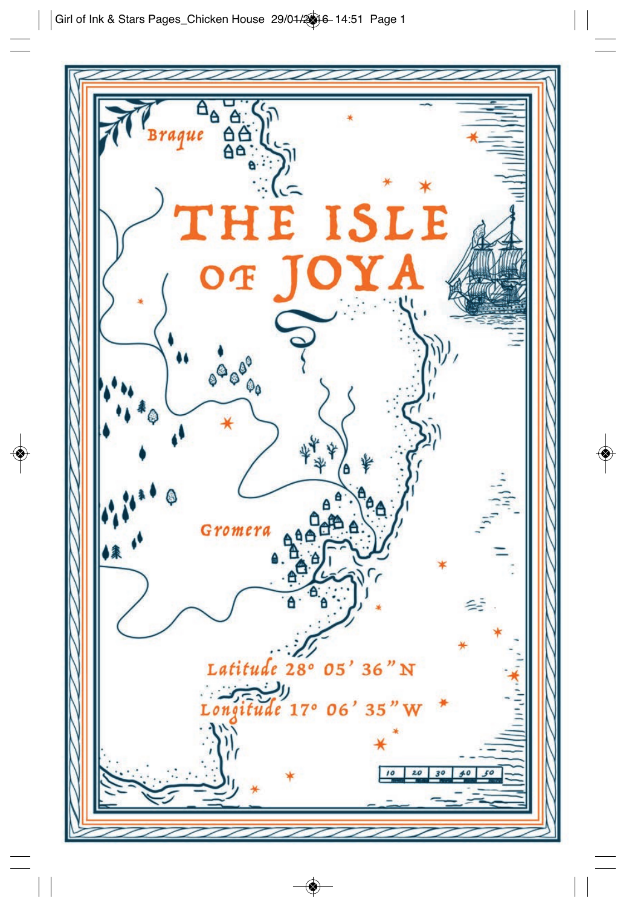# THE ISLE OF JOYA

Braque

Gromera

Latitude 28° 05' 36" N

Longitude 17° 06' 35" W

10 20 30 40 50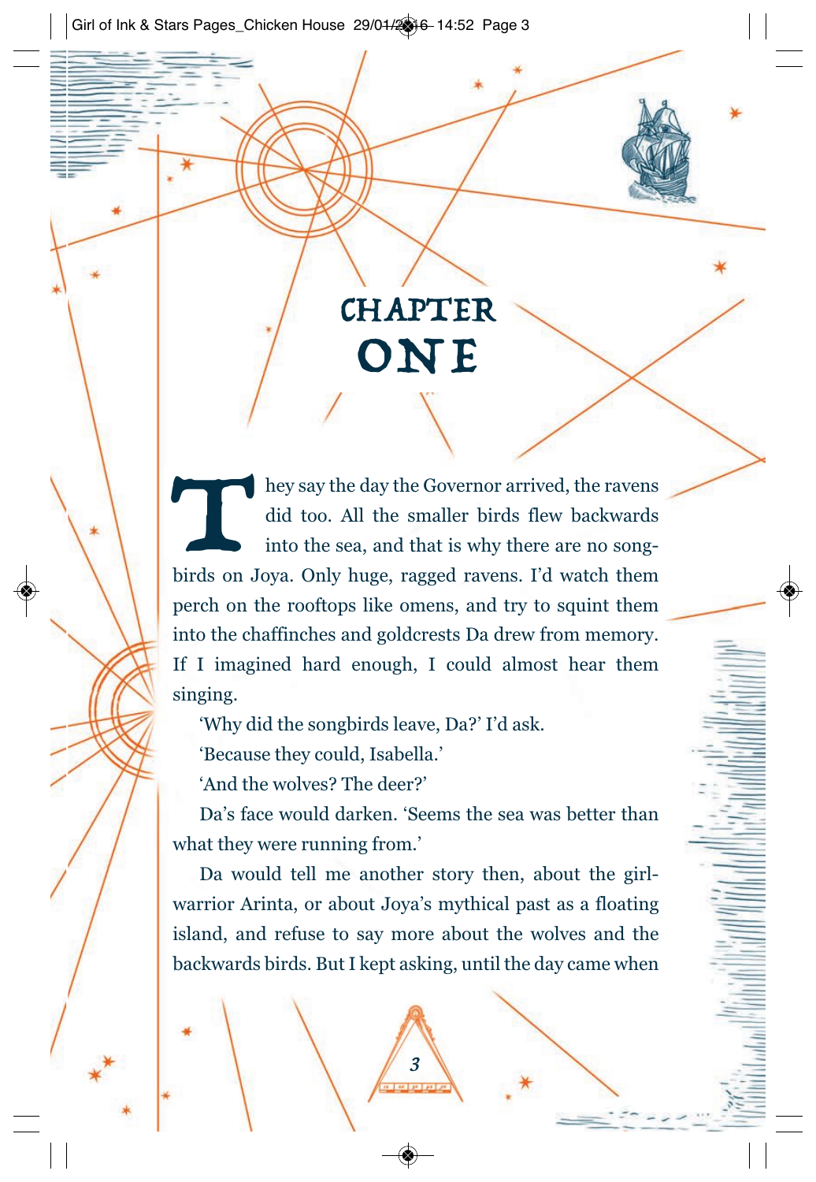# CHAPTER ONE

They say the day the Governor arrived, the ravens did too. All the smaller birds flew backwards into the sea, and that is why there are no songbirds on Joya. Only huge, ragged ravens. I'd watch them perch on the rooftops like omens, and try to squint them into the chaffinches and goldcrests Da drew from memory. If I imagined hard enough, I could almost hear them singing.

'Why did the songbirds leave, Da?' I'd ask.

'Because they could, Isabella.'

'And the wolves? The deer?'

Da's face would darken. 'Seems the sea was better than what they were running from.'

Da would tell me another story then, about the girl-warrior Arinta, or about Joya's mythical past as a floating island, and refuse to say more about the wolves and the backwards birds. But I kept asking, until the day came when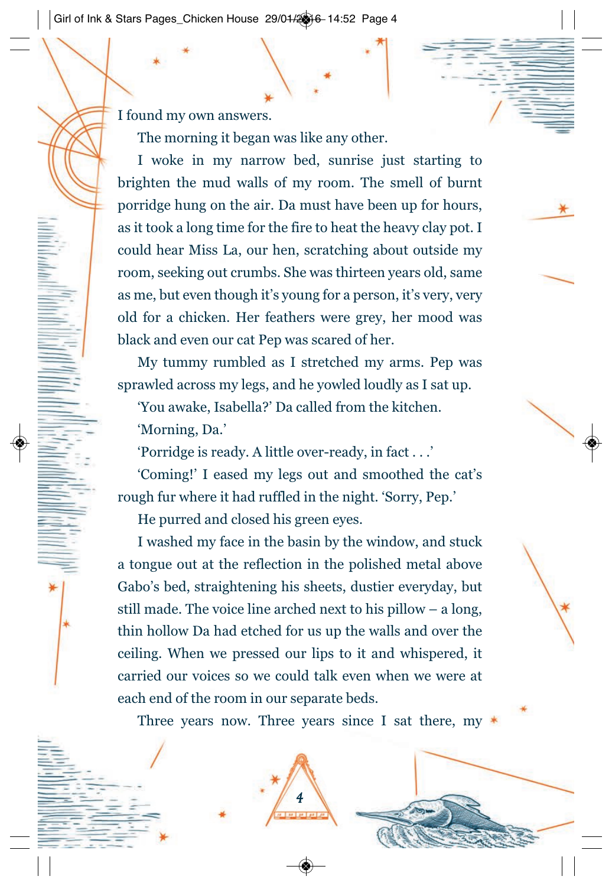I found my own answers.

The morning it began was like any other.

I woke in my narrow bed, sunrise just starting to brighten the mud walls of my room. The smell of burnt porridge hung on the air. Da must have been up for hours, as it took a long time for the fire to heat the heavy clay pot. I could hear Miss La, our hen, scratching about outside my room, seeking out crumbs. She was thirteen years old, same as me, but even though it's young for a person, it's very, very old for a chicken. Her feathers were grey, her mood was black and even our cat Pep was scared of her.

My tummy rumbled as I stretched my arms. Pep was sprawled across my legs, and he yowled loudly as I sat up.

'You awake, Isabella?' Da called from the kitchen.

'Morning, Da.'

'Porridge is ready. A little over-ready, in fact . . .'

'Coming!' I eased my legs out and smoothed the cat's rough fur where it had ruffled in the night. 'Sorry, Pep.'

He purred and closed his green eyes.

I washed my face in the basin by the window, and stuck a tongue out at the reflection in the polished metal above Gabo's bed, straightening his sheets, dustier everyday, but still made. The voice line arched next to his pillow – a long, thin hollow Da had etched for us up the walls and over the ceiling. When we pressed our lips to it and whispered, it carried our voices so we could talk even when we were at each end of the room in our separate beds.

Three years now. Three years since I sat there, my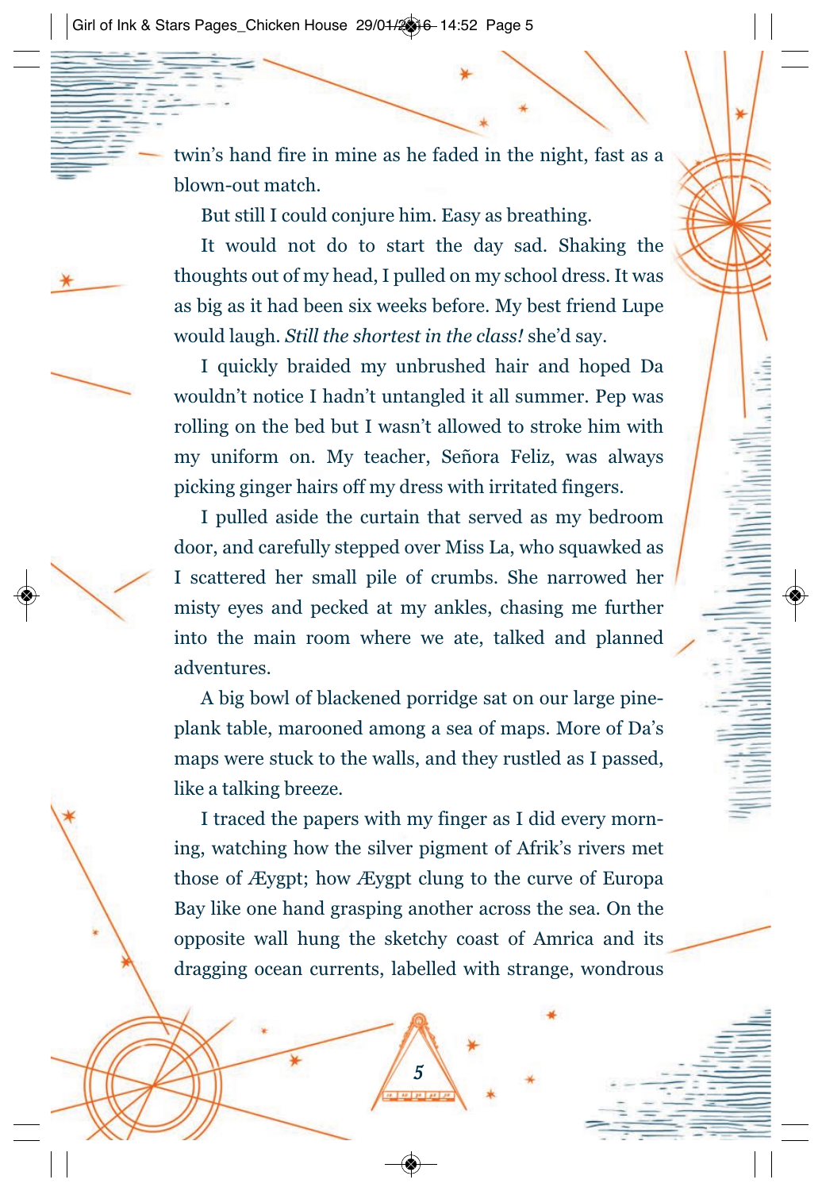twin's hand fire in mine as he faded in the night, fast as a blown-out match.

But still I could conjure him. Easy as breathing.

It would not do to start the day sad. Shaking the thoughts out of my head, I pulled on my school dress. It was as big as it had been six weeks before. My best friend Lupe would laugh. *Still the shortest in the class!* she'd say.

I quickly braided my unbrushed hair and hoped Da wouldn't notice I hadn't untangled it all summer. Pep was rolling on the bed but I wasn't allowed to stroke him with my uniform on. My teacher, Señora Feliz, was always picking ginger hairs off my dress with irritated fingers.

I pulled aside the curtain that served as my bedroom door, and carefully stepped over Miss La, who squawked as I scattered her small pile of crumbs. She narrowed her misty eyes and pecked at my ankles, chasing me further into the main room where we ate, talked and planned adventures.

A big bowl of blackened porridge sat on our large pine-plank table, marooned among a sea of maps. More of Da's maps were stuck to the walls, and they rustled as I passed, like a talking breeze.

I traced the papers with my finger as I did every morning, watching how the silver pigment of Afrik's rivers met those of Æygpt; how Æygpt clung to the curve of Europa Bay like one hand grasping another across the sea. On the opposite wall hung the sketchy coast of Amrica and its dragging ocean currents, labelled with strange, wondrous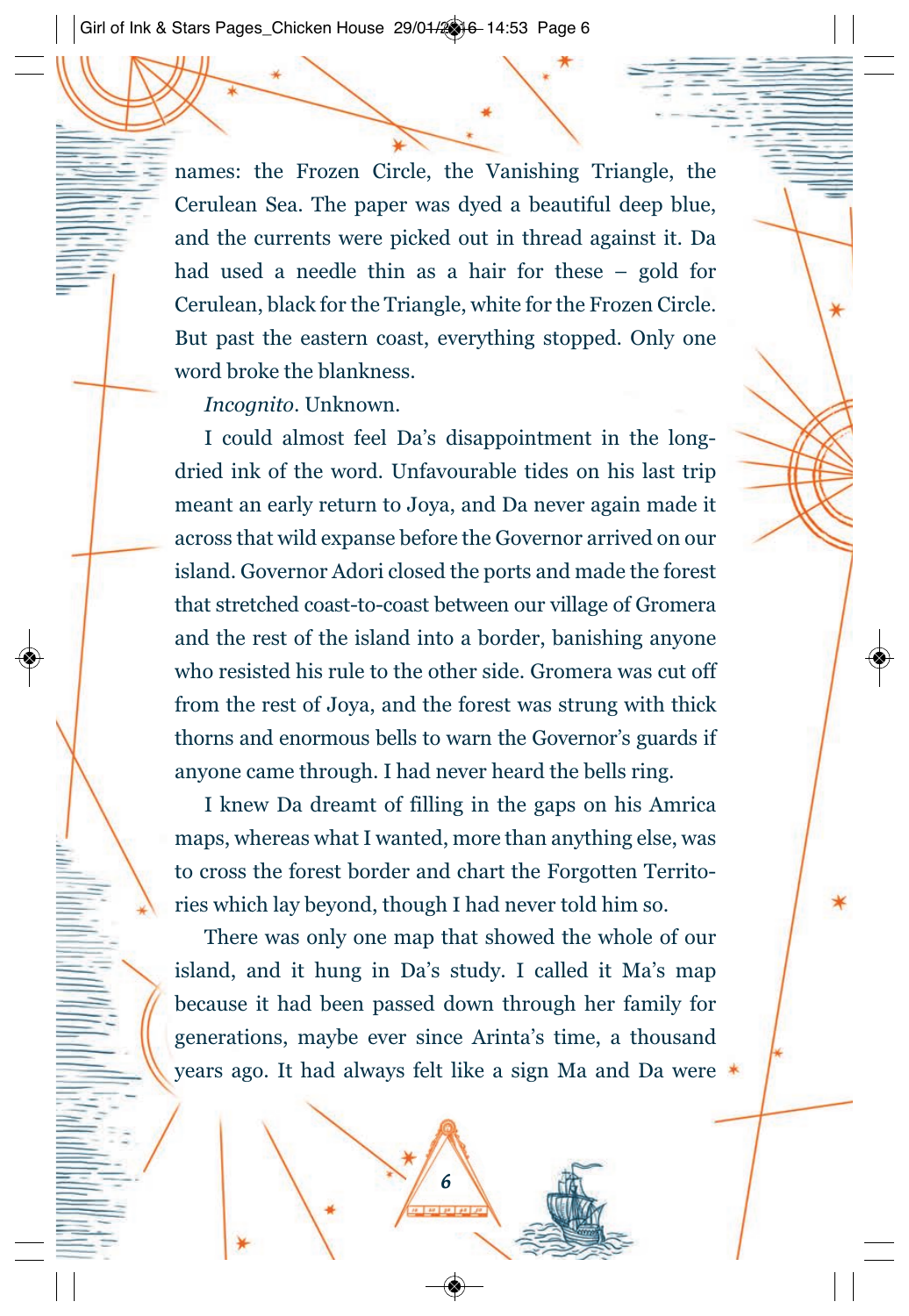names: the Frozen Circle, the Vanishing Triangle, the Cerulean Sea. The paper was dyed a beautiful deep blue, and the currents were picked out in thread against it. Da had used a needle thin as a hair for these – gold for Cerulean, black for the Triangle, white for the Frozen Circle. But past the eastern coast, everything stopped. Only one word broke the blankness.

*Incognito*. Unknown.

I could almost feel Da's disappointment in the long-dried ink of the word. Unfavourable tides on his last trip meant an early return to Joya, and Da never again made it across that wild expanse before the Governor arrived on our island. Governor Adori closed the ports and made the forest that stretched coast-to-coast between our village of Gromera and the rest of the island into a border, banishing anyone who resisted his rule to the other side. Gromera was cut off from the rest of Joya, and the forest was strung with thick thorns and enormous bells to warn the Governor's guards if anyone came through. I had never heard the bells ring.

I knew Da dreamt of filling in the gaps on his Amrica maps, whereas what I wanted, more than anything else, was to cross the forest border and chart the Forgotten Territories which lay beyond, though I had never told him so.

There was only one map that showed the whole of our island, and it hung in Da's study. I called it Ma's map because it had been passed down through her family for generations, maybe ever since Arinta's time, a thousand years ago. It had always felt like a sign Ma and Da were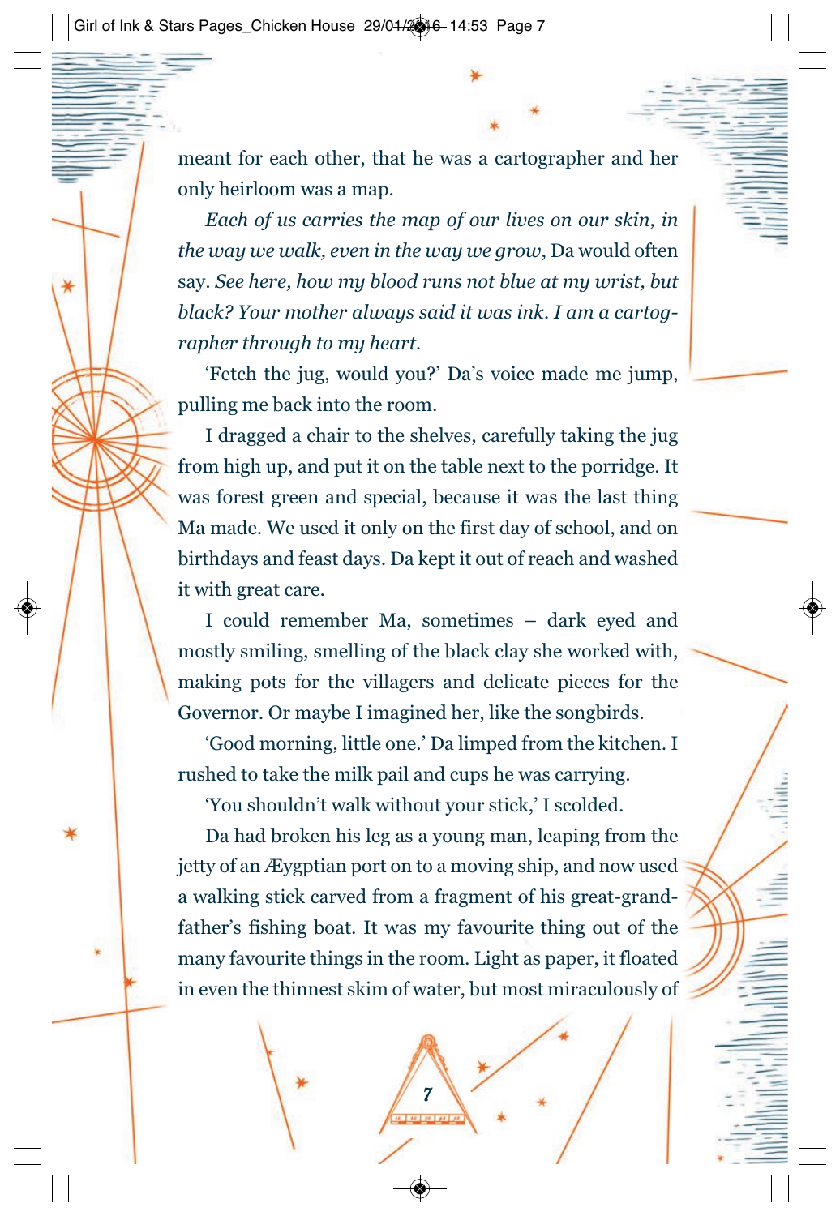meant for each other, that he was a cartographer and her only heirloom was a map.

*Each of us carries the map of our lives on our skin, in the way we walk, even in the way we grow*, Da would often say. *See here, how my blood runs not blue at my wrist, but black? Your mother always said it was ink. I am a cartographer through to my heart.*

'Fetch the jug, would you?' Da's voice made me jump, pulling me back into the room.

I dragged a chair to the shelves, carefully taking the jug from high up, and put it on the table next to the porridge. It was forest green and special, because it was the last thing Ma made. We used it only on the first day of school, and on birthdays and feast days. Da kept it out of reach and washed it with great care.

I could remember Ma, sometimes – dark eyed and mostly smiling, smelling of the black clay she worked with, making pots for the villagers and delicate pieces for the Governor. Or maybe I imagined her, like the songbirds.

'Good morning, little one.' Da limped from the kitchen. I rushed to take the milk pail and cups he was carrying.

'You shouldn't walk without your stick,' I scolded.

Da had broken his leg as a young man, leaping from the jetty of an Æygptian port on to a moving ship, and now used a walking stick carved from a fragment of his great-grandfather's fishing boat. It was my favourite thing out of the many favourite things in the room. Light as paper, it floated in even the thinnest skim of water, but most miraculously of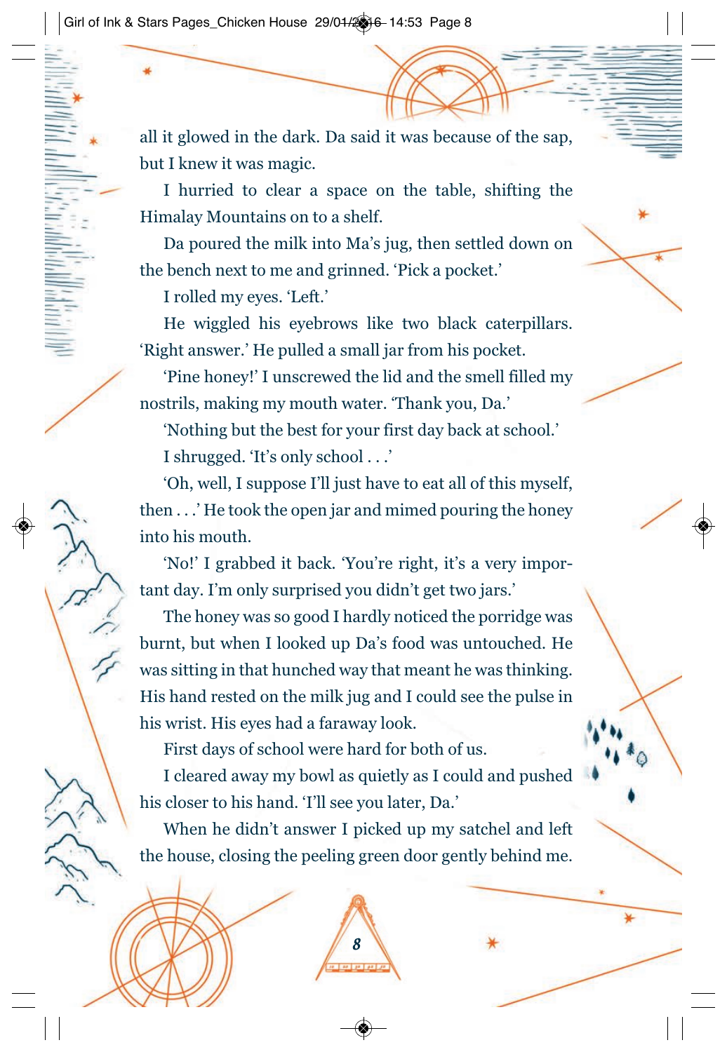all it glowed in the dark. Da said it was because of the sap, but I knew it was magic.

I hurried to clear a space on the table, shifting the Himalay Mountains on to a shelf.

Da poured the milk into Ma's jug, then settled down on the bench next to me and grinned. 'Pick a pocket.'

I rolled my eyes. 'Left.'

He wiggled his eyebrows like two black caterpillars. 'Right answer.' He pulled a small jar from his pocket.

'Pine honey!' I unscrewed the lid and the smell filled my nostrils, making my mouth water. 'Thank you, Da.'

'Nothing but the best for your first day back at school.'

I shrugged. 'It's only school . . .'

'Oh, well, I suppose I'll just have to eat all of this myself, then . . .' He took the open jar and mimed pouring the honey into his mouth.

'No!' I grabbed it back. 'You're right, it's a very important day. I'm only surprised you didn't get two jars.'

The honey was so good I hardly noticed the porridge was burnt, but when I looked up Da's food was untouched. He was sitting in that hunched way that meant he was thinking. His hand rested on the milk jug and I could see the pulse in his wrist. His eyes had a faraway look.

First days of school were hard for both of us.

I cleared away my bowl as quietly as I could and pushed his closer to his hand. 'I'll see you later, Da.'

When he didn't answer I picked up my satchel and left the house, closing the peeling green door gently behind me.